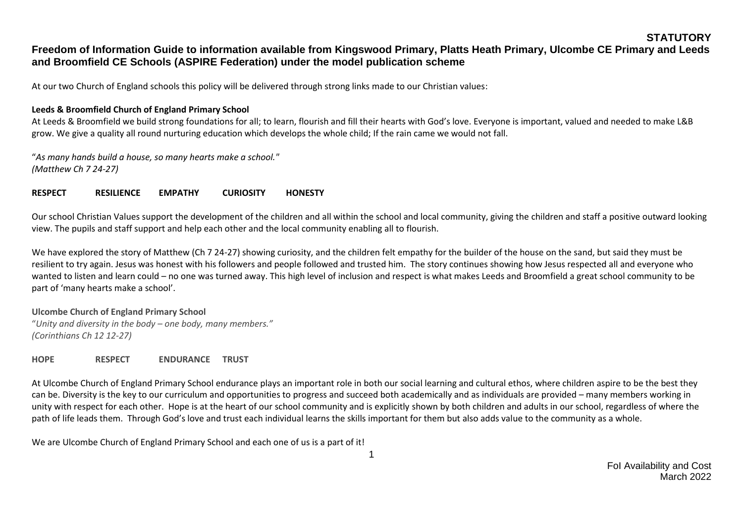**STATUTORY**

# Freedom of Information Guide to information available from Kingswood Primary, Platts Heath Primary, Ulcombe CE Primary and Leeds and Broomfield CE Schools (ASPIRE Federation) under the model publication scheme

At our two Church of England schools this policy will be delivered through strong links made to our Christian values:

**Leeds & Broomfield Church of England Primary School**

At Leeds & Broomfield we build strong foundations for all; to learn, flourish and fill their hearts with God's love. Everyone is important, valued and needed to make L&B grow. We give a quality all round nurturing education which develops the whole child; If the rain came we would not fall.

"*As many hands build a house, so many hearts make a school."*
*(Matthew Ch 7 24-27)*

**RESPECT RESILIENCE EMPATHY CURIOSITY HONESTY**

Our school Christian Values support the development of the children and all within the school and local community, giving the children and staff a positive outward looking view. The pupils and staff support and help each other and the local community enabling all to flourish.

We have explored the story of Matthew (Ch 7 24-27) showing curiosity, and the children felt empathy for the builder of the house on the sand, but said they must be resilient to try again. Jesus was honest with his followers and people followed and trusted him. The story continues showing how Jesus respected all and everyone who wanted to listen and learn could – no one was turned away. This high level of inclusion and respect is what makes Leeds and Broomfield a great school community to be part of 'many hearts make a school'.

**Ulcombe Church of England Primary School**

"*Unity and diversity in the body – one body, many members."*
*(Corinthians Ch 12 12-27)*

**HOPE RESPECT ENDURANCE TRUST**

At Ulcombe Church of England Primary School endurance plays an important role in both our social learning and cultural ethos, where children aspire to be the best they can be. Diversity is the key to our curriculum and opportunities to progress and succeed both academically and as individuals are provided – many members working in unity with respect for each other. Hope is at the heart of our school community and is explicitly shown by both children and adults in our school, regardless of where the path of life leads them. Through God's love and trust each individual learns the skills important for them but also adds value to the community as a whole.

We are Ulcombe Church of England Primary School and each one of us is a part of it!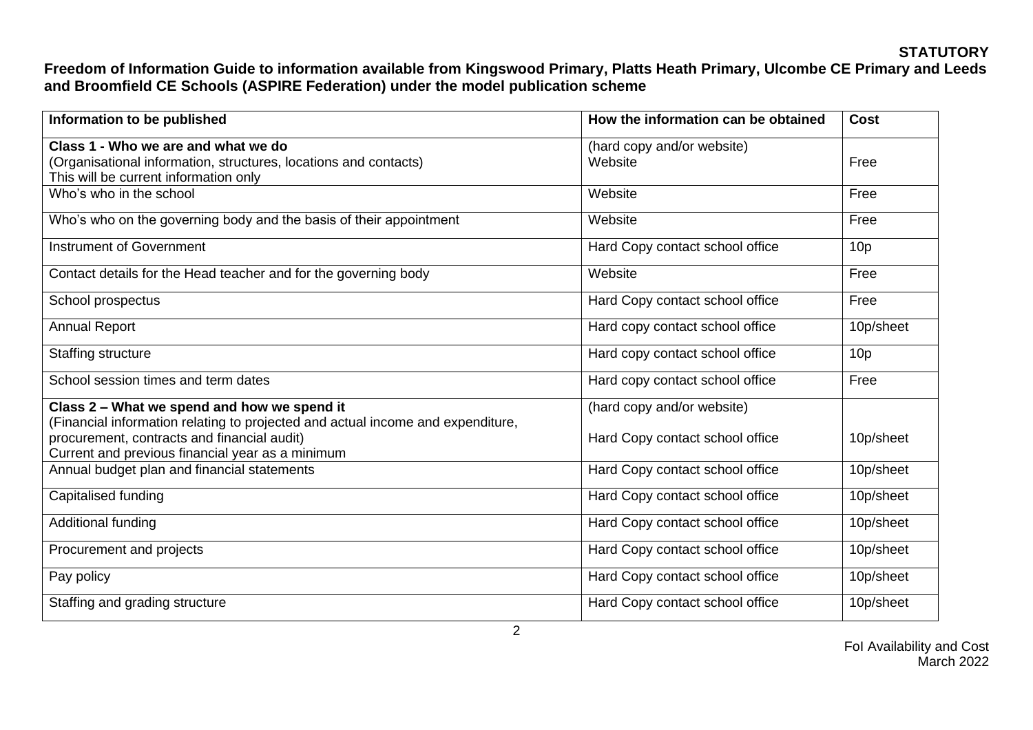**STATUTORY**

**Freedom of Information Guide to information available from Kingswood Primary, Platts Heath Primary, Ulcombe CE Primary and Leeds and Broomfield CE Schools (ASPIRE Federation) under the model publication scheme**

| Information to be published | How the information can be obtained | Cost |
|---|---|---|
| **Class 1 - Who we are and what we do**<br>(Organisational information, structures, locations and contacts)<br>This will be current information only | (hard copy and/or website)<br>Website | Free |
| Who's who in the school | Website | Free |
| Who's who on the governing body and the basis of their appointment | Website | Free |
| Instrument of Government | Hard Copy contact school office | 10p |
| Contact details for the Head teacher and for the governing body | Website | Free |
| School prospectus | Hard Copy contact school office | Free |
| Annual Report | Hard copy contact school office | 10p/sheet |
| Staffing structure | Hard copy contact school office | 10p |
| School session times and term dates | Hard copy contact school office | Free |
| **Class 2 – What we spend and how we spend it**<br>(Financial information relating to projected and actual income and expenditure, procurement, contracts and financial audit)<br>Current and previous financial year as a minimum | (hard copy and/or website)<br>Hard Copy contact school office | 10p/sheet |
| Annual budget plan and financial statements | Hard Copy contact school office | 10p/sheet |
| Capitalised funding | Hard Copy contact school office | 10p/sheet |
| Additional funding | Hard Copy contact school office | 10p/sheet |
| Procurement and projects | Hard Copy contact school office | 10p/sheet |
| Pay policy | Hard Copy contact school office | 10p/sheet |
| Staffing and grading structure | Hard Copy contact school office | 10p/sheet |

FoI Availability and Cost
March 2022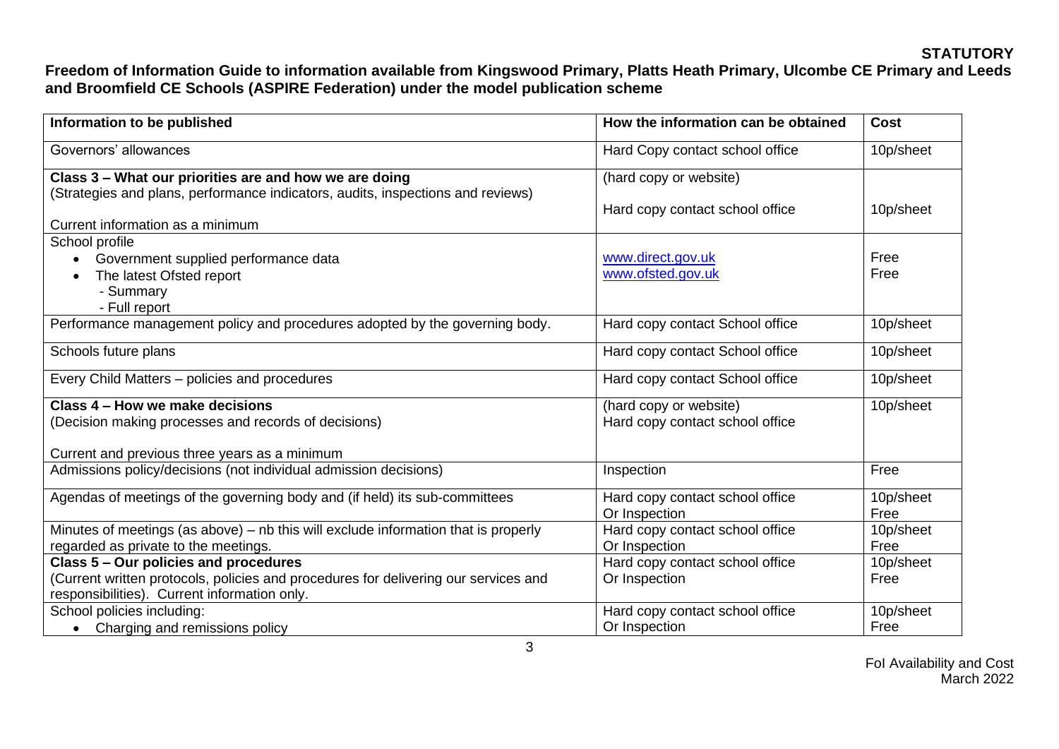**STATUTORY**

**Freedom of Information Guide to information available from Kingswood Primary, Platts Heath Primary, Ulcombe CE Primary and Leeds and Broomfield CE Schools (ASPIRE Federation) under the model publication scheme**

| Information to be published | How the information can be obtained | Cost |
|---|---|---|
| Governors' allowances | Hard Copy contact school office | 10p/sheet |
| **Class 3 – What our priorities are and how we are doing**<br>(Strategies and plans, performance indicators, audits, inspections and reviews)<br><br>Current information as a minimum | (hard copy or website)<br><br>Hard copy contact school office | <br><br>10p/sheet |
| School profile<br>• Government supplied performance data<br>• The latest Ofsted report<br>- Summary<br>- Full report | <br>www.direct.gov.uk<br>www.ofsted.gov.uk | <br>Free<br>Free |
| Performance management policy and procedures adopted by the governing body. | Hard copy contact School office | 10p/sheet |
| Schools future plans | Hard copy contact School office | 10p/sheet |
| Every Child Matters – policies and procedures | Hard copy contact School office | 10p/sheet |
| **Class 4 – How we make decisions**<br>(Decision making processes and records of decisions)<br><br>Current and previous three years as a minimum | (hard copy or website)<br>Hard copy contact school office | 10p/sheet |
| Admissions policy/decisions (not individual admission decisions) | Inspection | Free |
| Agendas of meetings of the governing body and (if held) its sub-committees | Hard copy contact school office<br>Or Inspection | 10p/sheet<br>Free |
| Minutes of meetings (as above) – nb this will exclude information that is properly regarded as private to the meetings. | Hard copy contact school office<br>Or Inspection | 10p/sheet<br>Free |
| **Class 5 – Our policies and procedures**<br>(Current written protocols, policies and procedures for delivering our services and responsibilities). Current information only. | Hard copy contact school office<br>Or Inspection | 10p/sheet<br>Free |
| School policies including:<br>• Charging and remissions policy | Hard copy contact school office<br>Or Inspection | 10p/sheet<br>Free |

FoI Availability and Cost
March 2022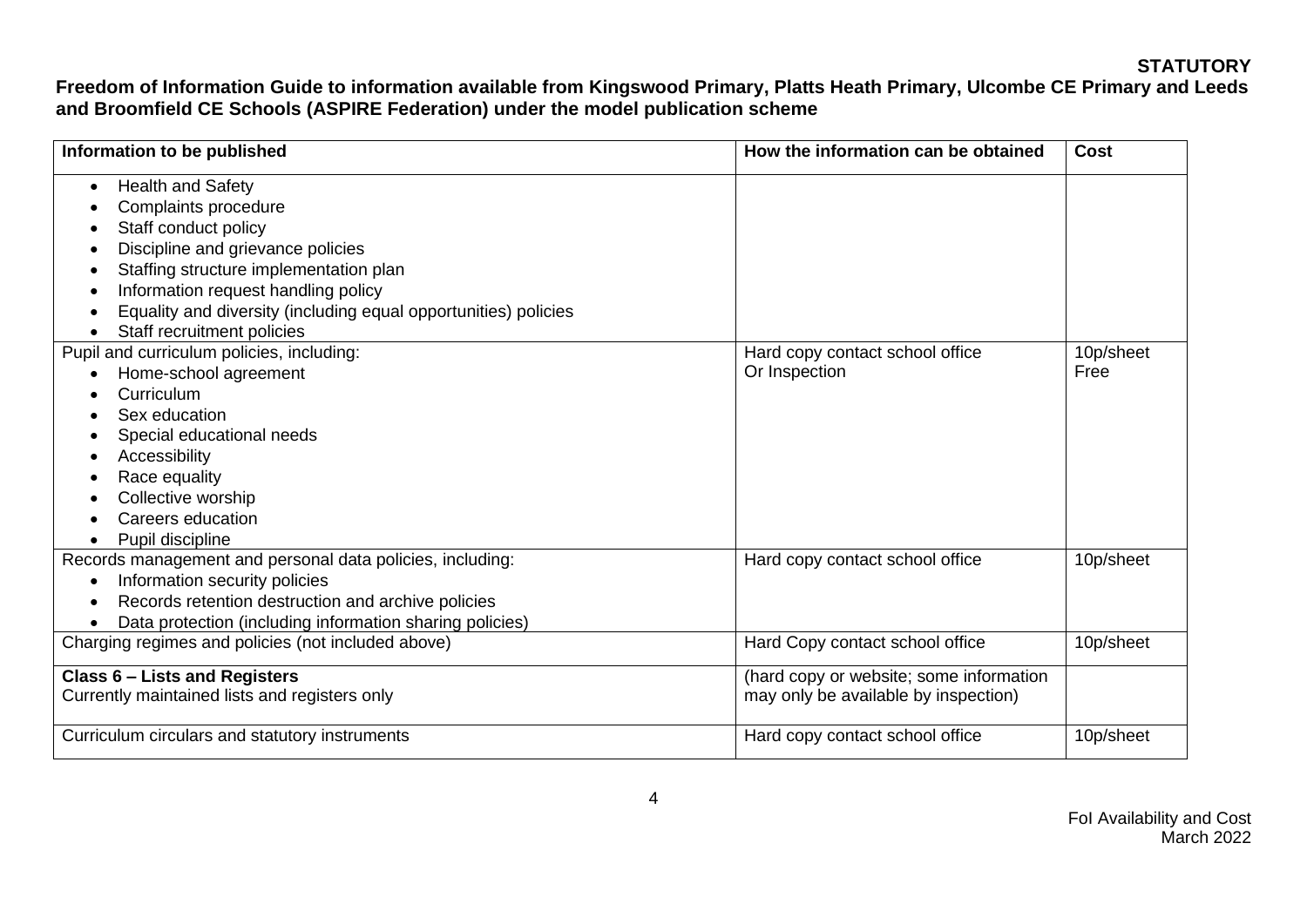**STATUTORY**

**Freedom of Information Guide to information available from Kingswood Primary, Platts Heath Primary, Ulcombe CE Primary and Leeds and Broomfield CE Schools (ASPIRE Federation) under the model publication scheme**

| Information to be published | How the information can be obtained | Cost |
|---|---|---|
| • Health and Safety<br>• Complaints procedure<br>• Staff conduct policy<br>• Discipline and grievance policies<br>• Staffing structure implementation plan<br>• Information request handling policy<br>• Equality and diversity (including equal opportunities) policies<br>• Staff recruitment policies | | |
| Pupil and curriculum policies, including:<br>• Home-school agreement<br>• Curriculum<br>• Sex education<br>• Special educational needs<br>• Accessibility<br>• Race equality<br>• Collective worship<br>• Careers education<br>• Pupil discipline | Hard copy contact school office<br>Or Inspection | 10p/sheet<br>Free |
| Records management and personal data policies, including:<br>• Information security policies<br>• Records retention destruction and archive policies<br>• Data protection (including information sharing policies) | Hard copy contact school office | 10p/sheet |
| Charging regimes and policies (not included above) | Hard Copy contact school office | 10p/sheet |
| **Class 6 – Lists and Registers**<br>Currently maintained lists and registers only | (hard copy or website; some information may only be available by inspection) | |
| Curriculum circulars and statutory instruments | Hard copy contact school office | 10p/sheet |

FoI Availability and Cost
March 2022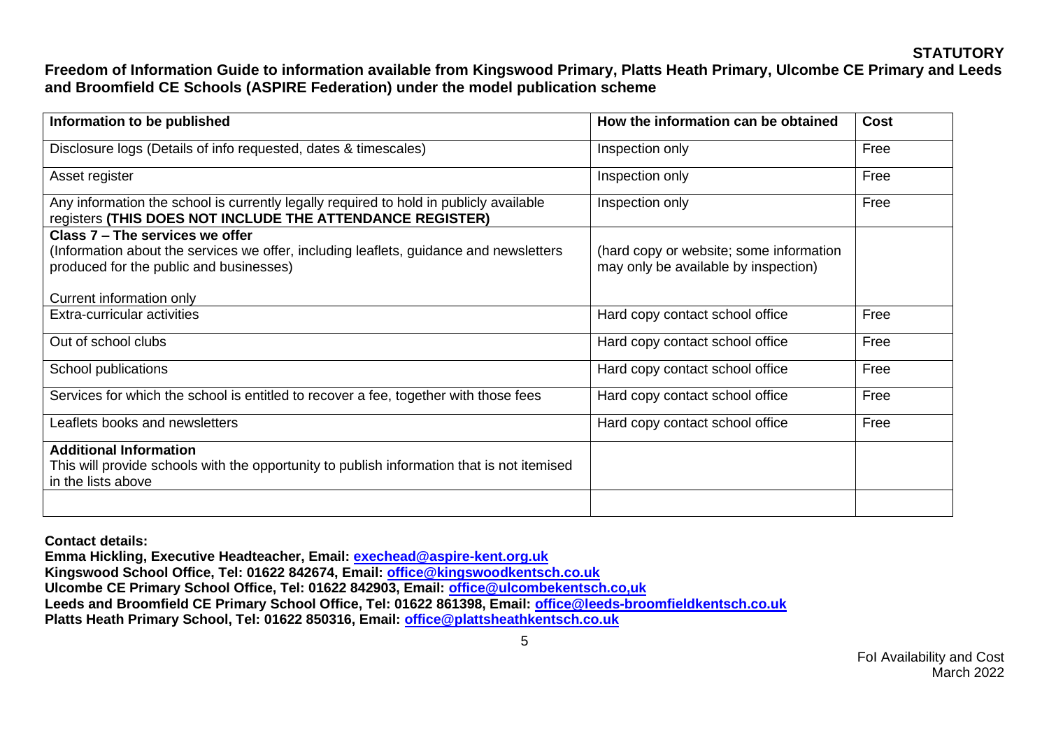**STATUTORY**

**Freedom of Information Guide to information available from Kingswood Primary, Platts Heath Primary, Ulcombe CE Primary and Leeds and Broomfield CE Schools (ASPIRE Federation) under the model publication scheme**

| Information to be published | How the information can be obtained | Cost |
|---|---|---|
| Disclosure logs (Details of info requested, dates & timescales) | Inspection only | Free |
| Asset register | Inspection only | Free |
| Any information the school is currently legally required to hold in publicly available registers **(THIS DOES NOT INCLUDE THE ATTENDANCE REGISTER)** | Inspection only | Free |
| **Class 7 – The services we offer**<br>(Information about the services we offer, including leaflets, guidance and newsletters produced for the public and businesses)<br><br>Current information only | (hard copy or website; some information may only be available by inspection) | |
| Extra-curricular activities | Hard copy contact school office | Free |
| Out of school clubs | Hard copy contact school office | Free |
| School publications | Hard copy contact school office | Free |
| Services for which the school is entitled to recover a fee, together with those fees | Hard copy contact school office | Free |
| Leaflets books and newsletters | Hard copy contact school office | Free |
| **Additional Information**<br>This will provide schools with the opportunity to publish information that is not itemised in the lists above | | |
| | | |

**Contact details:**
**Emma Hickling, Executive Headteacher, Email: exechead@aspire-kent.org.uk**
**Kingswood School Office, Tel: 01622 842674, Email: office@kingswoodkentsch.co.uk**
**Ulcombe CE Primary School Office, Tel: 01622 842903, Email: office@ulcombekentsch.co,uk**
**Leeds and Broomfield CE Primary School Office, Tel: 01622 861398, Email: office@leeds-broomfieldkentsch.co.uk**
**Platts Heath Primary School, Tel: 01622 850316, Email: office@plattsheathkentsch.co.uk**

FoI Availability and Cost
March 2022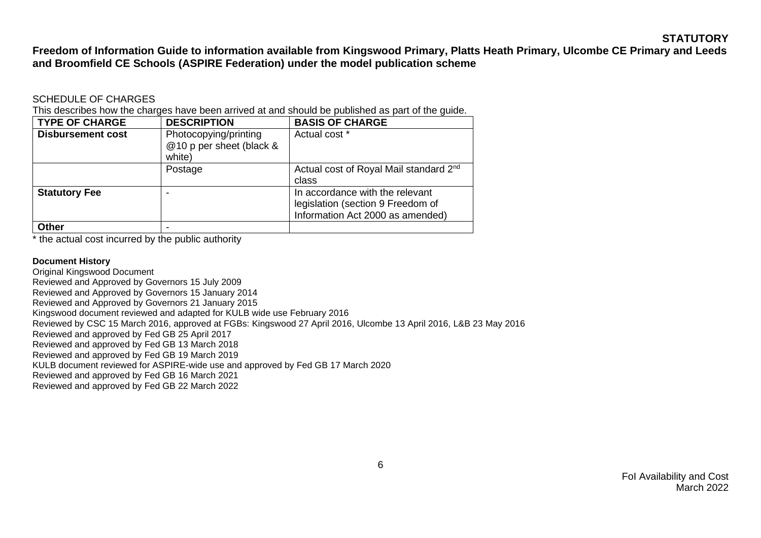**STATUTORY**

**Freedom of Information Guide to information available from Kingswood Primary, Platts Heath Primary, Ulcombe CE Primary and Leeds and Broomfield CE Schools (ASPIRE Federation) under the model publication scheme**

SCHEDULE OF CHARGES

This describes how the charges have been arrived at and should be published as part of the guide.

| TYPE OF CHARGE | DESCRIPTION | BASIS OF CHARGE |
|---|---|---|
| **Disbursement cost** | Photocopying/printing @10 p per sheet (black & white) | Actual cost * |
| | Postage | Actual cost of Royal Mail standard 2nd class |
| **Statutory Fee** | - | In accordance with the relevant legislation (section 9 Freedom of Information Act 2000 as amended) |
| **Other** | - | |

* the actual cost incurred by the public authority

**Document History**

Original Kingswood Document
Reviewed and Approved by Governors 15 July 2009
Reviewed and Approved by Governors 15 January 2014
Reviewed and Approved by Governors 21 January 2015
Kingswood document reviewed and adapted for KULB wide use February 2016
Reviewed by CSC 15 March 2016, approved at FGBs: Kingswood 27 April 2016, Ulcombe 13 April 2016, L&B 23 May 2016
Reviewed and approved by Fed GB 25 April 2017
Reviewed and approved by Fed GB 13 March 2018
Reviewed and approved by Fed GB 19 March 2019
KULB document reviewed for ASPIRE-wide use and approved by Fed GB 17 March 2020
Reviewed and approved by Fed GB 16 March 2021
Reviewed and approved by Fed GB 22 March 2022